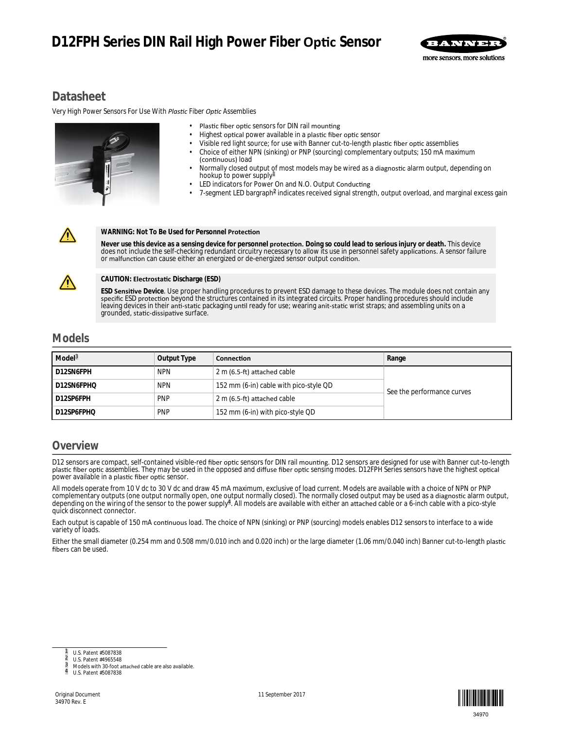# D12FPH Series DIN Rail High Power Fiber Optic Sensor

## Datasheet

Very High Power Sensors For Use With *Plastic* Fiber *Optic* Assemblies

- Plastic fiber optic sensors for DIN rail mounting
- Highest optical power available in a plastic fiber optic sensor
- Visible red light source; for use with Banner cut-to-length plastic fiber optic assemblies
- Choice of either NPN (sinking) or PNP (sourcing) complementary outputs; 150 mA maximum (continuous) load
- Normally closed output of most models may be wired as a diagnostic alarm output, depending on hookup to power supply[1]
- LED indicators for Power On and N.O. Output Conducting
- 7-segment LED bargraph[2] indicates received signal strength, output overload, and marginal excess gain

**WARNING: Not To Be Used for Personnel Protection**

**Never use this device as a sensing device for personnel protection. Doing so could lead to serious injury or death.** This device does not include the self-checking redundant circuitry necessary to allow its use in personnel safety applications. A sensor failure or malfunction can cause either an energized or de-energized sensor output condition.

**CAUTION: Electrostatic Discharge (ESD)**

**ESD Sensitive Device**. Use proper handling procedures to prevent ESD damage to these devices. The module does not contain any specific ESD protection beyond the structures contained in its integrated circuits. Proper handling procedures should include leaving devices in their anti-static packaging until ready for use; wearing anit-static wrist straps; and assembling units on a grounded, static-dissipative surface.

## Models

| Model[3] | Output Type | Connection | Range |
|---|---|---|---|
| D12SN6FPH | NPN | 2 m (6.5-ft) attached cable | See the performance curves |
| D12SN6FPHQ | NPN | 152 mm (6-in) cable with pico-style QD | |
| D12SP6FPH | PNP | 2 m (6.5-ft) attached cable | |
| D12SP6FPHQ | PNP | 152 mm (6-in) with pico-style QD | |

## Overview

D12 sensors are compact, self-contained visible-red fiber optic sensors for DIN rail mounting. D12 sensors are designed for use with Banner cut-to-length plastic fiber optic assemblies. They may be used in the opposed and diffuse fiber optic sensing modes. D12FPH Series sensors have the highest optical power available in a plastic fiber optic sensor.

All models operate from 10 V dc to 30 V dc and draw 45 mA maximum, exclusive of load current. Models are available with a choice of NPN or PNP complementary outputs (one output normally open, one output normally closed). The normally closed output may be used as a diagnostic alarm output, depending on the wiring of the sensor to the power supply[4]. All models are available with either an attached cable or a 6-inch cable with a pico-style quick disconnect connector.

Each output is capable of 150 mA continuous load. The choice of NPN (sinking) or PNP (sourcing) models enables D12 sensors to interface to a wide variety of loads.

Either the small diameter (0.254 mm and 0.508 mm/0.010 inch and 0.020 inch) or the large diameter (1.06 mm/0.040 inch) Banner cut-to-length plastic fibers can be used.

---

[1] U.S. Patent #5087838
[2] U.S. Patent #4965548
[3] Models with 30-foot attached cable are also available.
[4] U.S. Patent #5087838

Original Document
34970 Rev. E

11 September 2017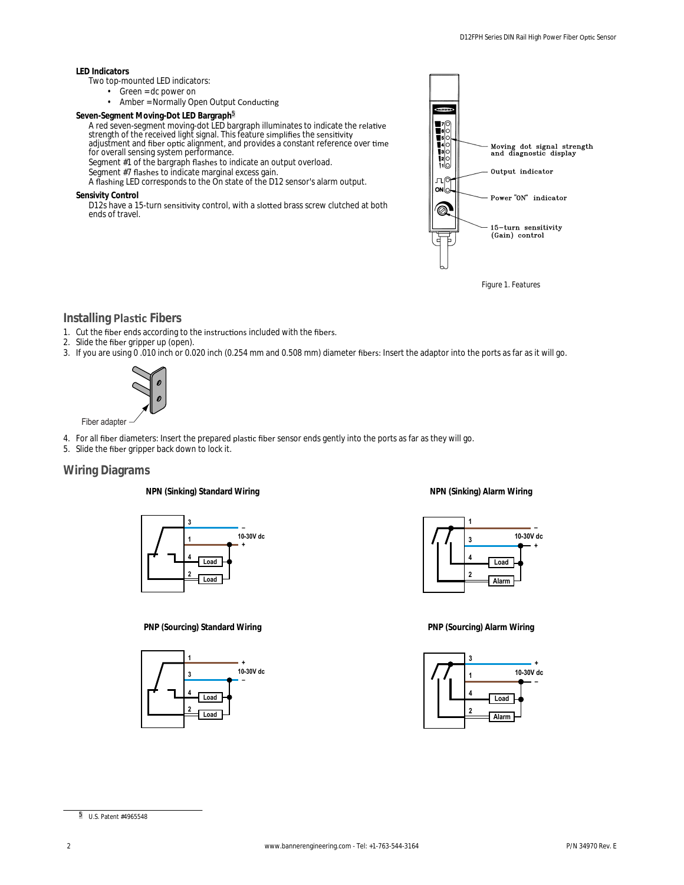**LED Indicators**

Two top-mounted LED indicators:

- Green = dc power on
- Amber = Normally Open Output Conducting

**Seven-Segment Moving-Dot LED Bargraph**[5]

A red seven-segment moving-dot LED bargraph illuminates to indicate the relative strength of the received light signal. This feature simplifies the sensitivity adjustment and fiber optic alignment, and provides a constant reference over time for overall sensing system performance.

Segment #1 of the bargraph flashes to indicate an output overload.

Segment #7 flashes to indicate marginal excess gain.

A flashing LED corresponds to the On state of the D12 sensor's alarm output.

**Sensivity Control**

D12s have a 15-turn sensitivity control, with a slotted brass screw clutched at both ends of travel.

Moving dot signal strength and diagnostic display

Output indicator

Power "ON" indicator

15−turn sensitivity (Gain) control

Figure 1. Features

## Installing Plastic Fibers

1. Cut the fiber ends according to the instructions included with the fibers.
2. Slide the fiber gripper up (open).
3. If you are using 0 .010 inch or 0.020 inch (0.254 mm and 0.508 mm) diameter fibers: Insert the adaptor into the ports as far as it will go.

Fiber adapter

4. For all fiber diameters: Insert the prepared plastic fiber sensor ends gently into the ports as far as they will go.
5. Slide the fiber gripper back down to lock it.

## Wiring Diagrams

**NPN (Sinking) Standard Wiring**

3 – ; 1 + ; 10-30V dc ; 4 Load ; 2 Load

**NPN (Sinking) Alarm Wiring**

1 – ; 3 + ; 10-30V dc ; 4 Load ; 2 Alarm

**PNP (Sourcing) Standard Wiring**

1 + ; 3 – ; 10-30V dc ; 4 Load ; 2 Load

**PNP (Sourcing) Alarm Wiring**

3 + ; 1 – ; 10-30V dc ; 4 Load ; 2 Alarm

---

[5] U.S. Patent #4965548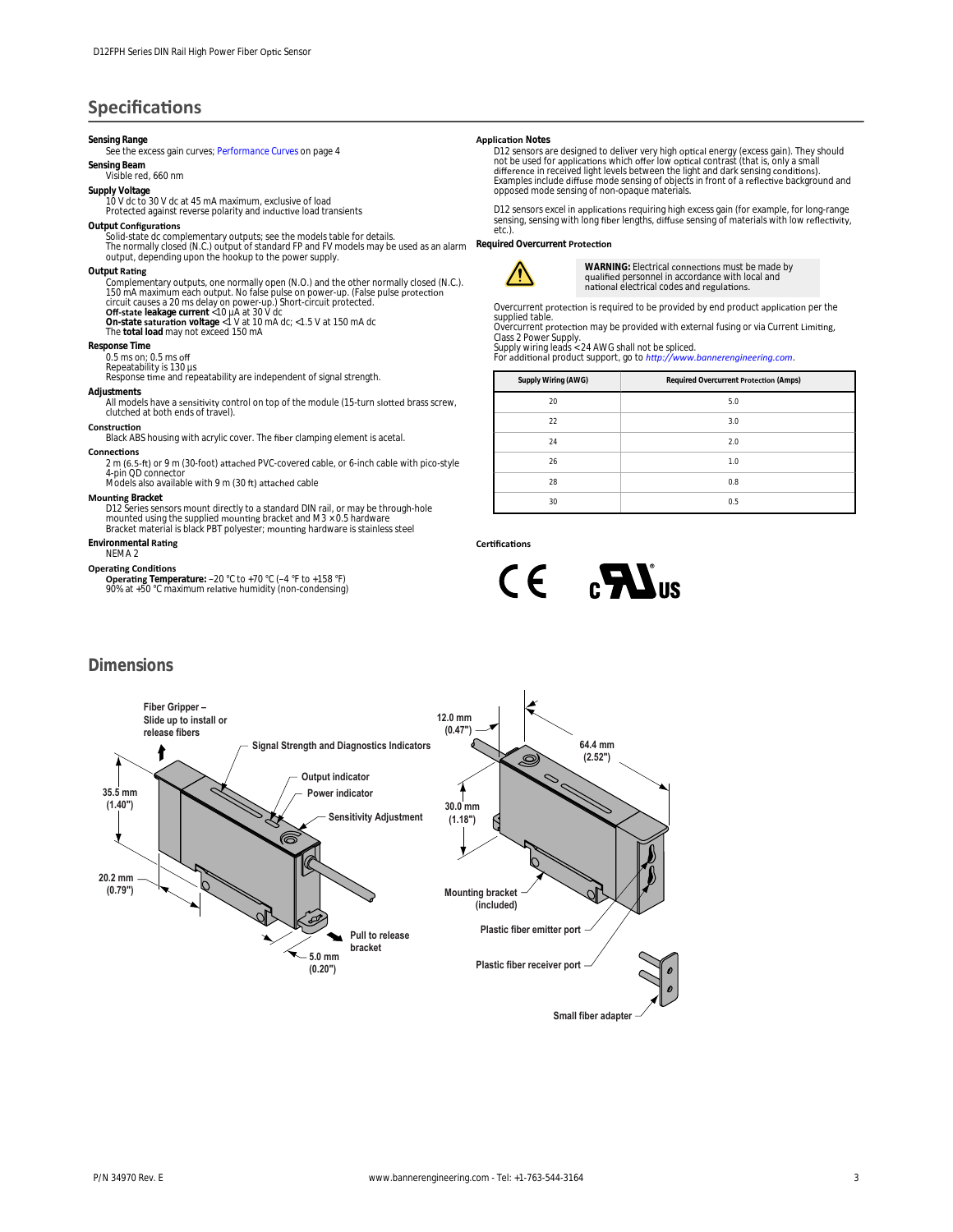## Specifications

**Sensing Range**
See the excess gain curves; Performance Curves on page 4

**Sensing Beam**
Visible red, 660 nm

**Supply Voltage**
10 V dc to 30 V dc at 45 mA maximum, exclusive of load
Protected against reverse polarity and inductive load transients

**Output Configurations**
Solid-state dc complementary outputs; see the models table for details.
The normally closed (N.C.) output of standard FP and FV models may be used as an alarm output, depending upon the hookup to the power supply.

**Output Rating**
Complementary outputs, one normally open (N.O.) and the other normally closed (N.C.).
150 mA maximum each output. No false pulse on power-up. (False pulse protection circuit causes a 20 ms delay on power-up.) Short-circuit protected.
**Off-state leakage current** <10 µA at 30 V dc
**On-state saturation voltage** <1 V at 10 mA dc; <1.5 V at 150 mA dc
The **total load** may not exceed 150 mA

**Response Time**
0.5 ms on; 0.5 ms off
Repeatability is 130 µs
Response time and repeatability are independent of signal strength.

**Adjustments**
All models have a sensitivity control on top of the module (15-turn slotted brass screw, clutched at both ends of travel).

**Construction**
Black ABS housing with acrylic cover. The fiber clamping element is acetal.

**Connections**
2 m (6.5-ft) or 9 m (30-foot) attached PVC-covered cable, or 6-inch cable with pico-style 4-pin QD connector
Models also available with 9 m (30 ft) attached cable

**Mounting Bracket**
D12 Series sensors mount directly to a standard DIN rail, or may be through-hole mounted using the supplied mounting bracket and M 3 × 0.5 hardware
Bracket material is black PBT polyester; mounting hardware is stainless steel

**Environmental Rating**
NEMA 2

**Operating Conditions**
**Operating Temperature:** –20 °C to +70 °C (–4 °F to +158 °F)
90% at +50 °C maximum relative humidity (non-condensing)

**Application Notes**
D12 sensors are designed to deliver very high optical energy (excess gain). They should not be used for applications which offer low optical contrast (that is, only a small difference in received light levels between the light and dark sensing conditions). Examples include diffuse mode sensing of objects in front of a reflective background and opposed mode sensing of non-opaque materials.

D12 sensors excel in applications requiring high excess gain (for example, for long-range sensing, sensing with long fiber lengths, diffuse sensing of materials with low reflectivity, etc.).

**Required Overcurrent Protection**

> **WARNING:** Electrical connections must be made by qualified personnel in accordance with local and national electrical codes and regulations.

Overcurrent protection is required to be provided by end product application per the supplied table.
Overcurrent protection may be provided with external fusing or via Current Limiting, Class 2 Power Supply.
Supply wiring leads < 24 AWG shall not be spliced.
For additional product support, go to *http://www.bannerengineering.com*.

| Supply Wiring (AWG) | Required Overcurrent Protection (Amps) |
|---|---|
| 20 | 5.0 |
| 22 | 3.0 |
| 24 | 2.0 |
| 26 | 1.0 |
| 28 | 0.8 |
| 30 | 0.5 |

**Certifications**

CE c UL us

## Dimensions

Fiber Gripper – Slide up to install or release fibers
Signal Strength and Diagnostics Indicators
Output indicator
Power indicator
Sensitivity Adjustment
35.5 mm (1.40")
20.2 mm (0.79")
5.0 mm (0.20")
Pull to release bracket
12.0 mm (0.47")
64.4 mm (2.52")
30.0 mm (1.18")
Mounting bracket (included)
Plastic fiber emitter port
Plastic fiber receiver port
Small fiber adapter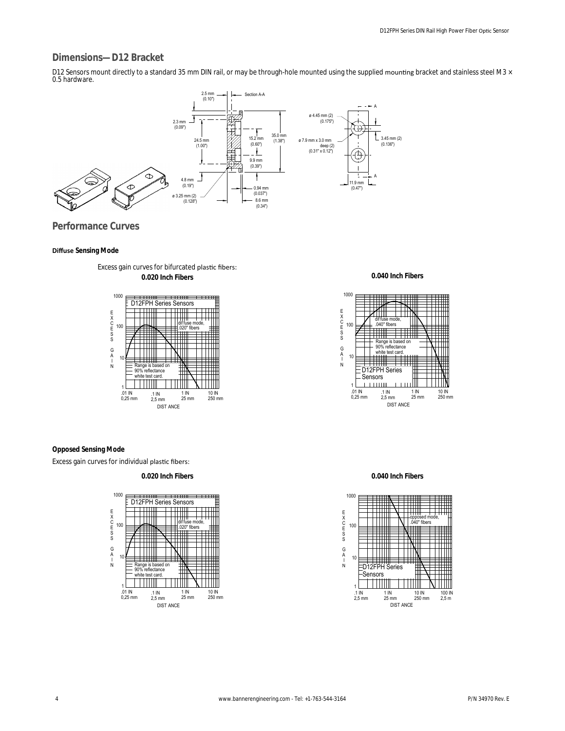## Dimensions—D12 Bracket

D12 Sensors mount directly to a standard 35 mm DIN rail, or may be through-hole mounted using the supplied mounting bracket and stainless steel M3 × 0.5 hardware.

## Performance Curves

### Diffuse Sensing Mode

Excess gain curves for bifurcated plastic fibers:

**0.020 Inch Fibers**

**0.040 Inch Fibers**

### Opposed Sensing Mode

Excess gain curves for individual plastic fibers:

**0.020 Inch Fibers**

**0.040 Inch Fibers**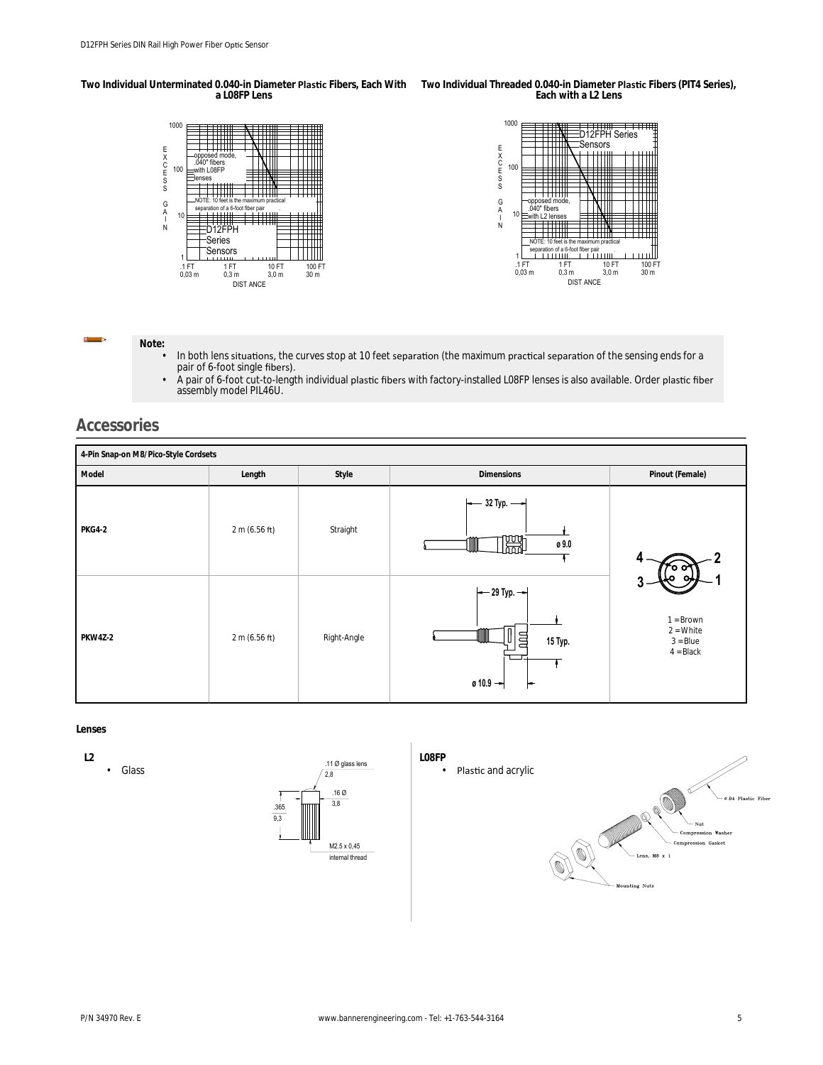**Two Individual Unterminated 0.040-in Diameter Plastic Fibers, Each With a L08FP Lens**

**Two Individual Threaded 0.040-in Diameter Plastic Fibers (PIT4 Series), Each with a L2 Lens**

**Note:**

- In both lens situations, the curves stop at 10 feet separation (the maximum practical separation of the sensing ends for a pair of 6-foot single fibers).
- A pair of 6-foot cut-to-length individual plastic fibers with factory-installed L08FP lenses is also available. Order plastic fiber assembly model PIL46U.

## Accessories

| 4-Pin Snap-on M8/Pico-Style Cordsets | | | | |
|---|---|---|---|---|
| **Model** | **Length** | **Style** | **Dimensions** | **Pinout (Female)** |
| **PKG4-2** | 2 m (6.56 ft) | Straight | 32 Typ.; ø 9.0 | 1 = Brown<br>2 = White<br>3 = Blue<br>4 = Black |
| **PKW4Z-2** | 2 m (6.56 ft) | Right-Angle | 29 Typ.; 15 Typ.; ø 10.9 | |

**Lenses**

**L2**

- Glass

**L08FP**

- Plastic and acrylic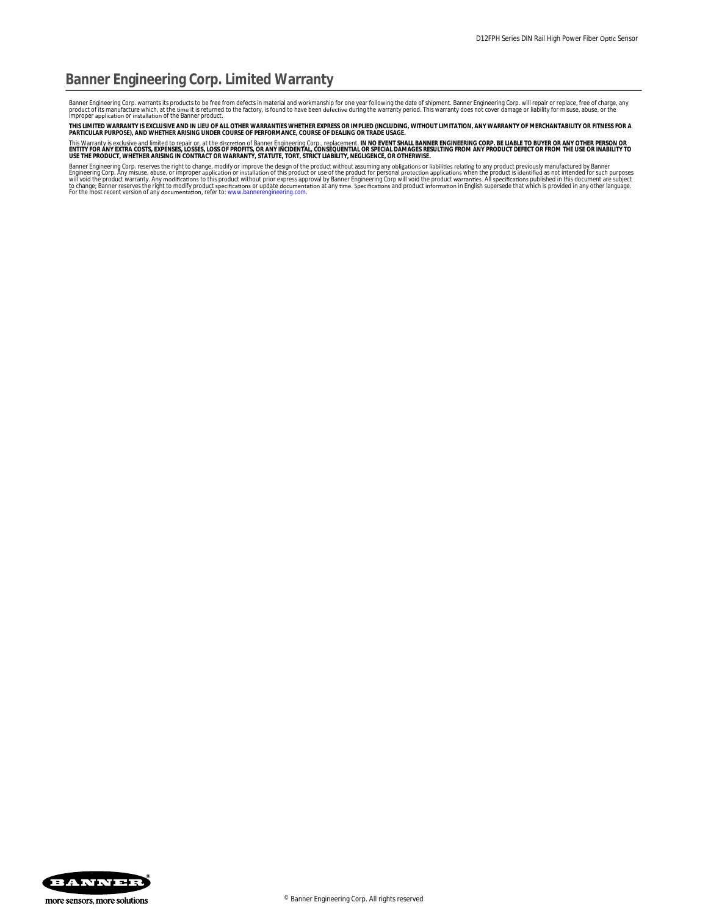# Banner Engineering Corp. Limited Warranty

Banner Engineering Corp. warrants its products to be free from defects in material and workmanship for one year following the date of shipment. Banner Engineering Corp. will repair or replace, free of charge, any product of its manufacture which, at the time it is returned to the factory, is found to have been defective during the warranty period. This warranty does not cover damage or liability for misuse, abuse, or the improper application or installation of the Banner product.

**THIS LIMITED WARRANTY IS EXCLUSIVE AND IN LIEU OF ALL OTHER WARRANTIES WHETHER EXPRESS OR IMPLIED (INCLUDING, WITHOUT LIMITATION, ANY WARRANTY OF MERCHANTABILITY OR FITNESS FOR A PARTICULAR PURPOSE), AND WHETHER ARISING UNDER COURSE OF PERFORMANCE, COURSE OF DEALING OR TRADE USAGE.**

This Warranty is exclusive and limited to repair or, at the discretion of Banner Engineering Corp., replacement. **IN NO EVENT SHALL BANNER ENGINEERING CORP. BE LIABLE TO BUYER OR ANY OTHER PERSON OR ENTITY FOR ANY EXTRA COSTS, EXPENSES, LOSSES, LOSS OF PROFITS, OR ANY INCIDENTAL, CONSEQUENTIAL OR SPECIAL DAMAGES RESULTING FROM ANY PRODUCT DEFECT OR FROM THE USE OR INABILITY TO USE THE PRODUCT, WHETHER ARISING IN CONTRACT OR WARRANTY, STATUTE, TORT, STRICT LIABILITY, NEGLIGENCE, OR OTHERWISE.**

Banner Engineering Corp. reserves the right to change, modify or improve the design of the product without assuming any obligations or liabilities relating to any product previously manufactured by Banner Engineering Corp. Any misuse, abuse, or improper application or installation of this product or use of the product for personal protection applications when the product is identified as not intended for such purposes will void the product warranty. Any modifications to this product without prior express approval by Banner Engineering Corp will void the product warranties. All specifications published in this document are subject to change; Banner reserves the right to modify product specifications or update documentation at any time. Specifications and product information in English supersede that which is provided in any other language. For the most recent version of any documentation, refer to: www.bannerengineering.com.

more sensors, more solutions

© Banner Engineering Corp. All rights reserved